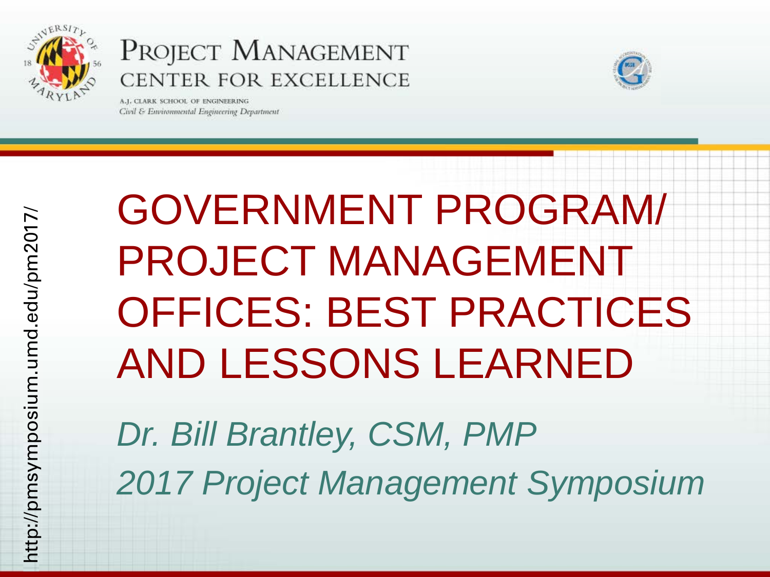PROJECT MANAGEMENT CENTER FOR EXCELLENCE

A.J. CLARK SCHOOL OF ENGINEERING

*Civil & Environmental Engineering Department*

http://pmsymposium.umd.edu/pm2017/

# GOVERNMENT PROGRAM/ PROJECT MANAGEMENT OFFICES: BEST PRACTICES AND LESSONS LEARNED

*Dr. Bill Brantley, CSM, PMP*

*2017 Project Management Symposium*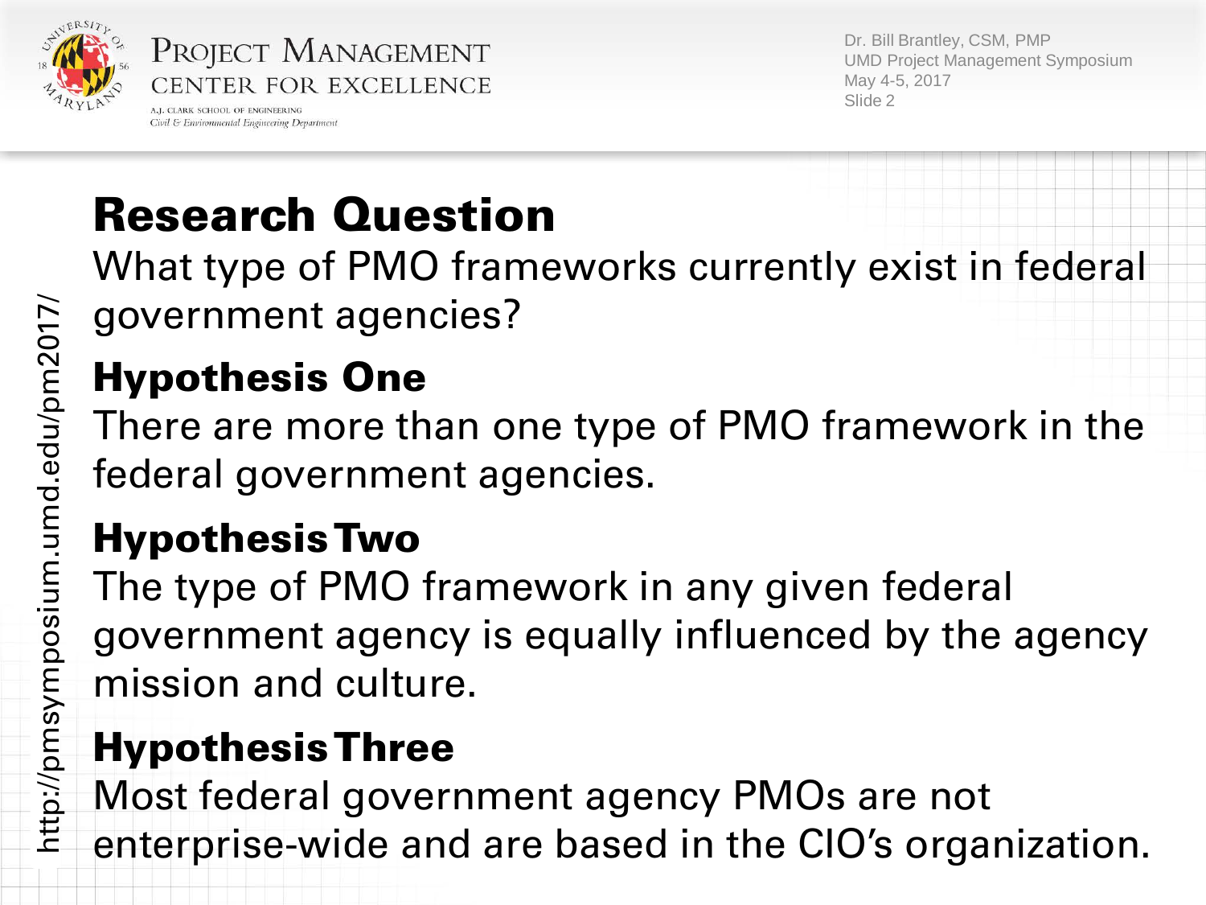## Research Question

What type of PMO frameworks currently exist in federal government agencies?

## Hypothesis One

There are more than one type of PMO framework in the federal government agencies.

## Hypothesis Two

The type of PMO framework in any given federal government agency is equally influenced by the agency mission and culture.

## Hypothesis Three

Most federal government agency PMOs are not enterprise-wide and are based in the CIO's organization.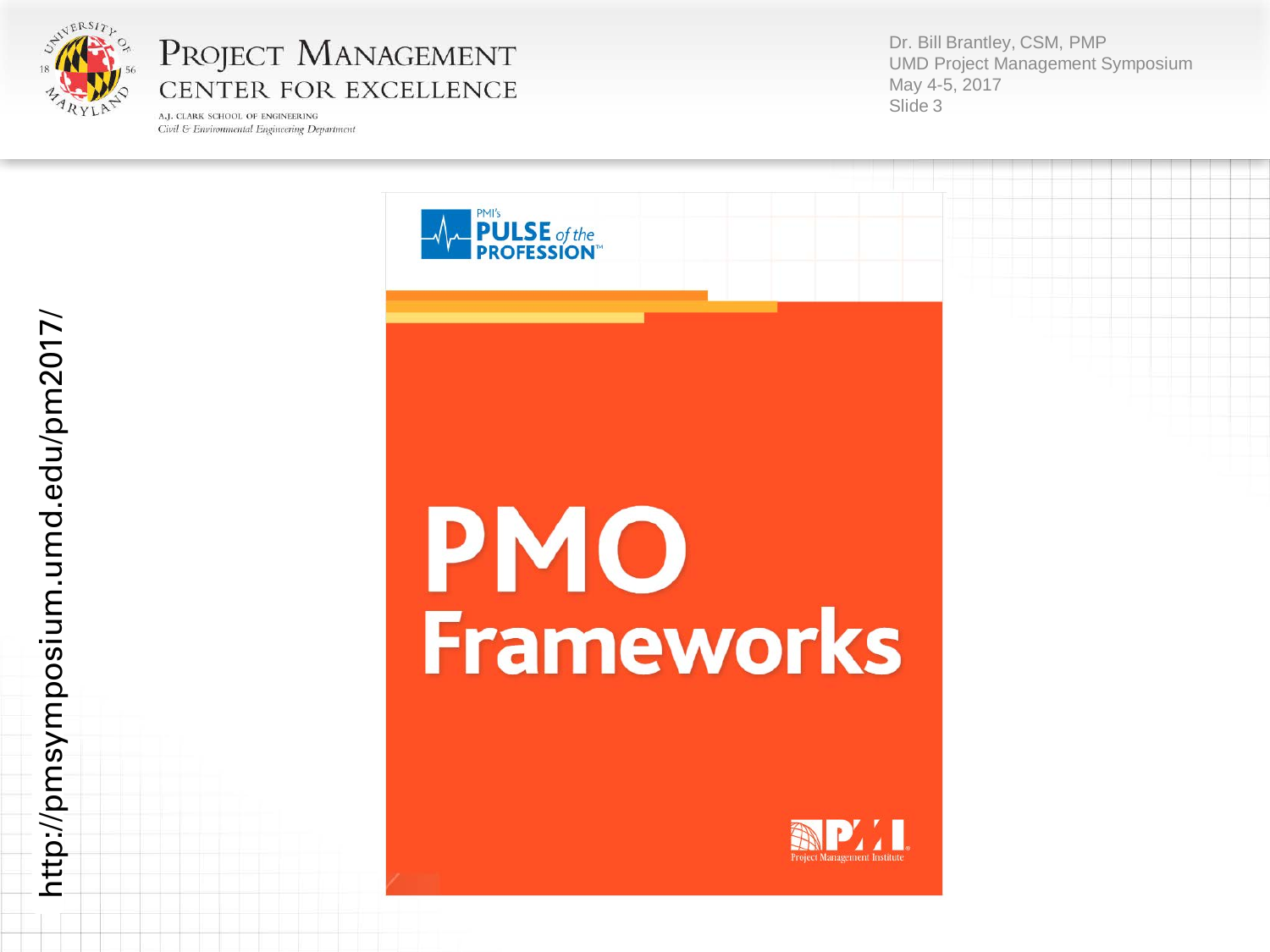PMI's PULSE of the PROFESSION™

# PMO Frameworks

Project Management Institute

http://pmsymposium.umd.edu/pm2017/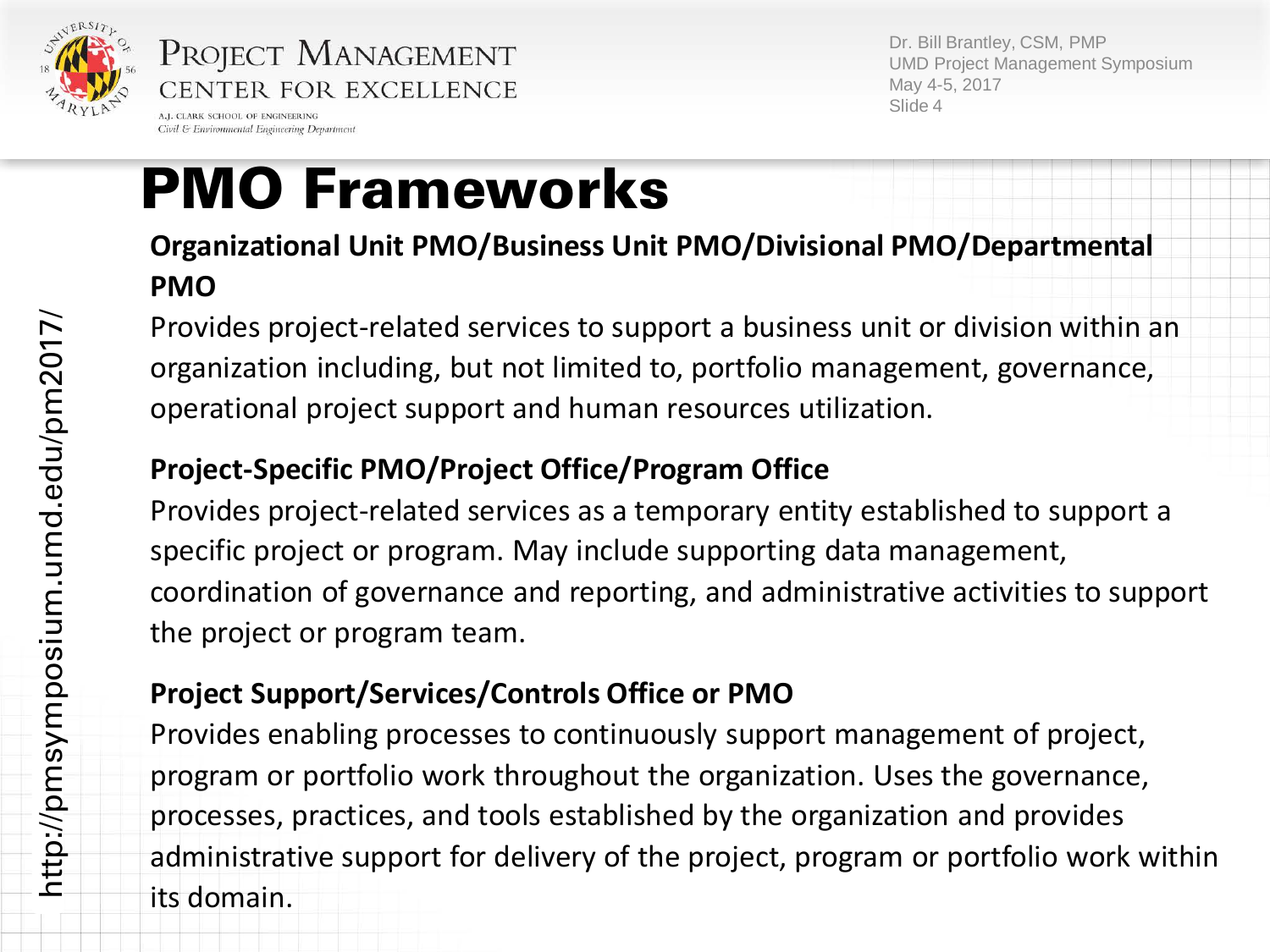# PMO Frameworks

**Organizational Unit PMO/Business Unit PMO/Divisional PMO/Departmental PMO**

Provides project-related services to support a business unit or division within an organization including, but not limited to, portfolio management, governance, operational project support and human resources utilization.

**Project-Specific PMO/Project Office/Program Office**

Provides project-related services as a temporary entity established to support a specific project or program. May include supporting data management, coordination of governance and reporting, and administrative activities to support the project or program team.

**Project Support/Services/Controls Office or PMO**

Provides enabling processes to continuously support management of project, program or portfolio work throughout the organization. Uses the governance, processes, practices, and tools established by the organization and provides administrative support for delivery of the project, program or portfolio work within its domain.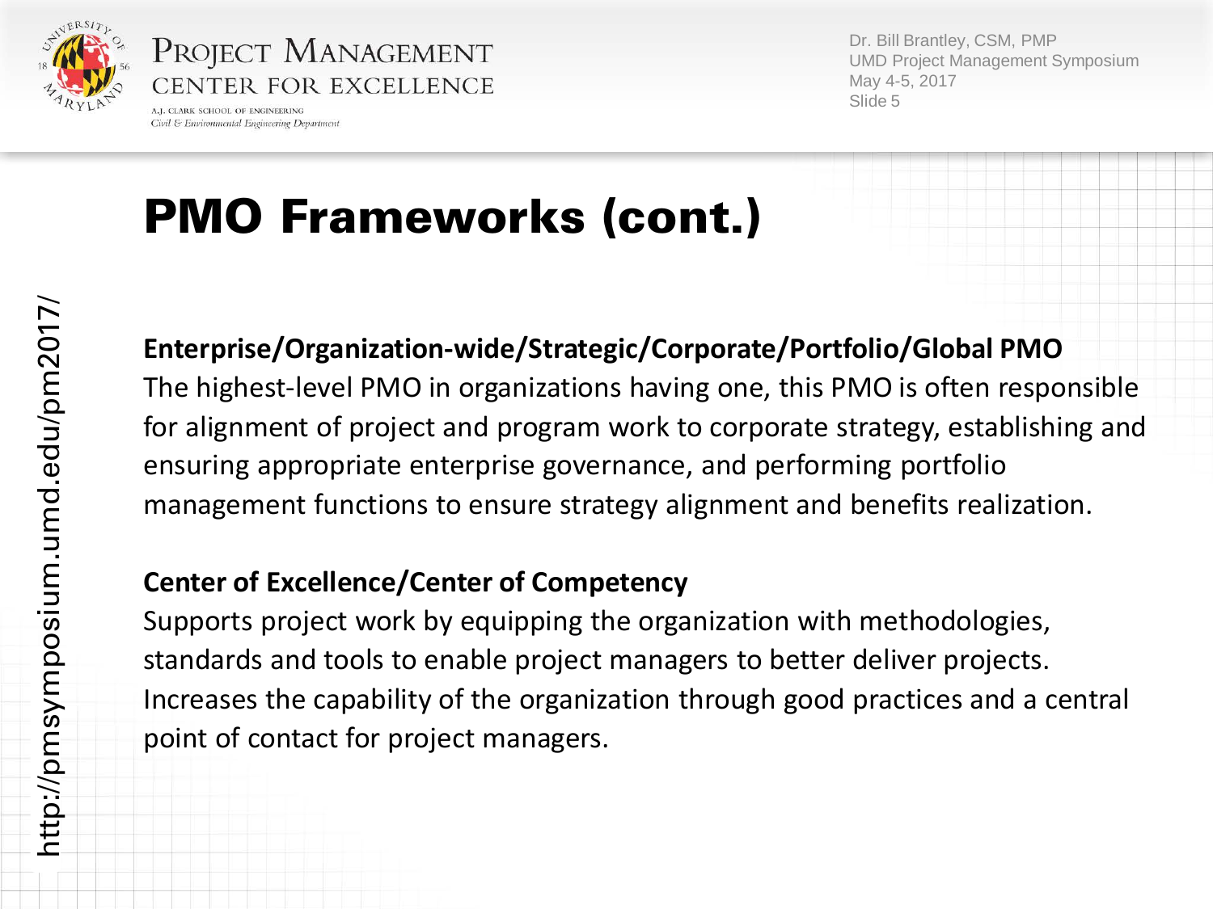# PMO Frameworks (cont.)

**Enterprise/Organization-wide/Strategic/Corporate/Portfolio/Global PMO**

The highest-level PMO in organizations having one, this PMO is often responsible for alignment of project and program work to corporate strategy, establishing and ensuring appropriate enterprise governance, and performing portfolio management functions to ensure strategy alignment and benefits realization.

**Center of Excellence/Center of Competency**

Supports project work by equipping the organization with methodologies, standards and tools to enable project managers to better deliver projects. Increases the capability of the organization through good practices and a central point of contact for project managers.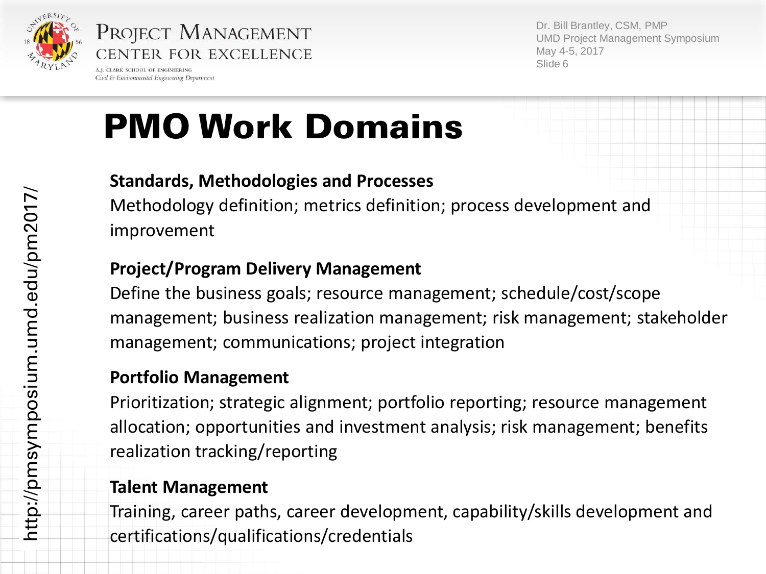# PMO Work Domains

**Standards, Methodologies and Processes**

Methodology definition; metrics definition; process development and improvement

**Project/Program Delivery Management**

Define the business goals; resource management; schedule/cost/scope management; business realization management; risk management; stakeholder management; communications; project integration

**Portfolio Management**

Prioritization; strategic alignment; portfolio reporting; resource management allocation; opportunities and investment analysis; risk management; benefits realization tracking/reporting

**Talent Management**

Training, career paths, career development, capability/skills development and certifications/qualifications/credentials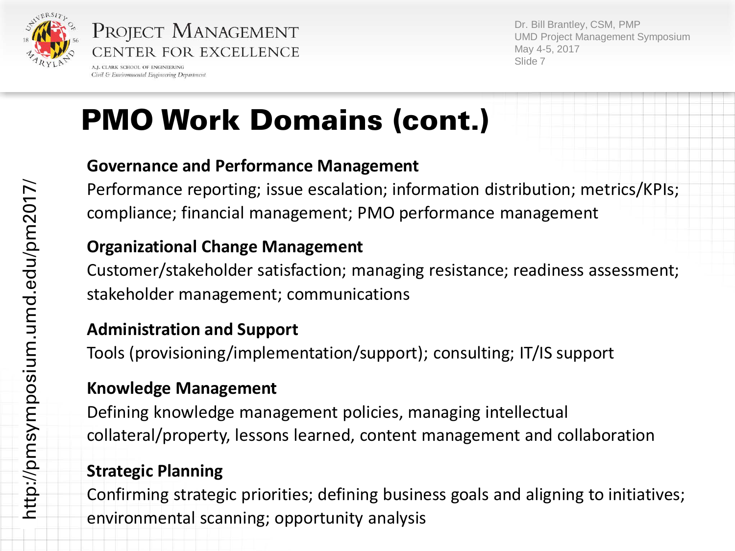# PMO Work Domains (cont.)

**Governance and Performance Management**

Performance reporting; issue escalation; information distribution; metrics/KPIs; compliance; financial management; PMO performance management

**Organizational Change Management**

Customer/stakeholder satisfaction; managing resistance; readiness assessment; stakeholder management; communications

**Administration and Support**

Tools (provisioning/implementation/support); consulting; IT/IS support

**Knowledge Management**

Defining knowledge management policies, managing intellectual collateral/property, lessons learned, content management and collaboration

**Strategic Planning**

Confirming strategic priorities; defining business goals and aligning to initiatives; environmental scanning; opportunity analysis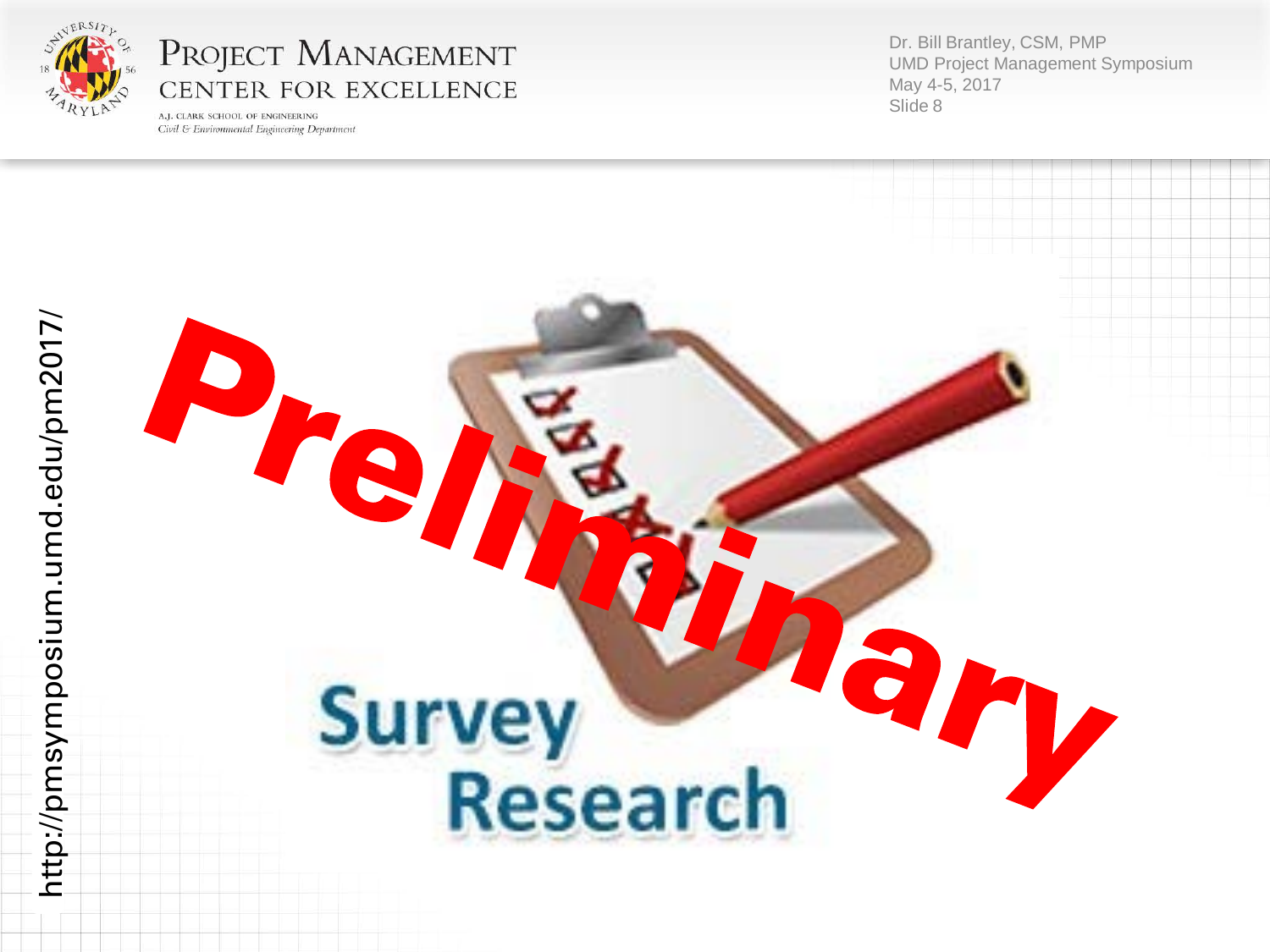# Survey Research

Preliminary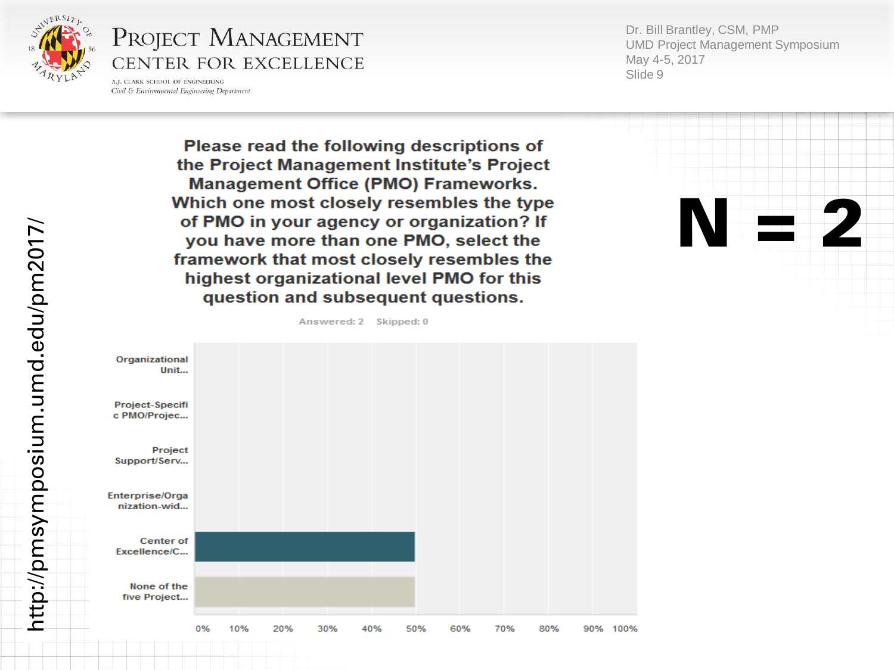**Please read the following descriptions of the Project Management Institute's Project Management Office (PMO) Frameworks. Which one most closely resembles the type of PMO in your agency or organization? If you have more than one PMO, select the framework that most closely resembles the highest organizational level PMO for this question and subsequent questions.**

Answered: 2 Skipped: 0

| Response | Percentage |
| --- | --- |
| Organizational Unit... | 0% |
| Project-Specific PMO/Projec... | 0% |
| Project Support/Serv... | 0% |
| Enterprise/Organization-wid... | 0% |
| Center of Excellence/C... | 50% |
| None of the five Project... | 50% |

# N = 2

http://pmsymposium.umd.edu/pm2017/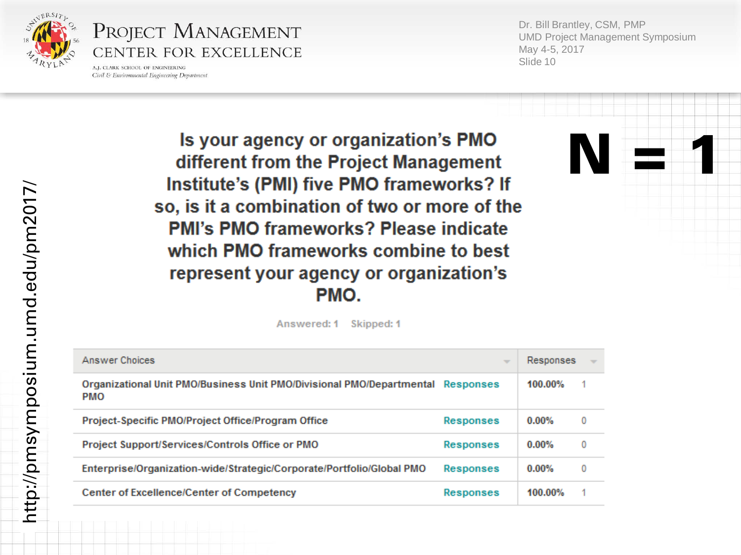# Is your agency or organization's PMO different from the Project Management Institute's (PMI) five PMO frameworks? If so, is it a combination of two or more of the PMI's PMO frameworks? Please indicate which PMO frameworks combine to best represent your agency or organization's PMO.

**N = 1**

Answered: 1 Skipped: 1

| Answer Choices | | Responses | |
|---|---|---|---|
| Organizational Unit PMO/Business Unit PMO/Divisional PMO/Departmental PMO | Responses | 100.00% | 1 |
| Project-Specific PMO/Project Office/Program Office | Responses | 0.00% | 0 |
| Project Support/Services/Controls Office or PMO | Responses | 0.00% | 0 |
| Enterprise/Organization-wide/Strategic/Corporate/Portfolio/Global PMO | Responses | 0.00% | 0 |
| Center of Excellence/Center of Competency | Responses | 100.00% | 1 |

http://pmsymposium.umd.edu/pm2017/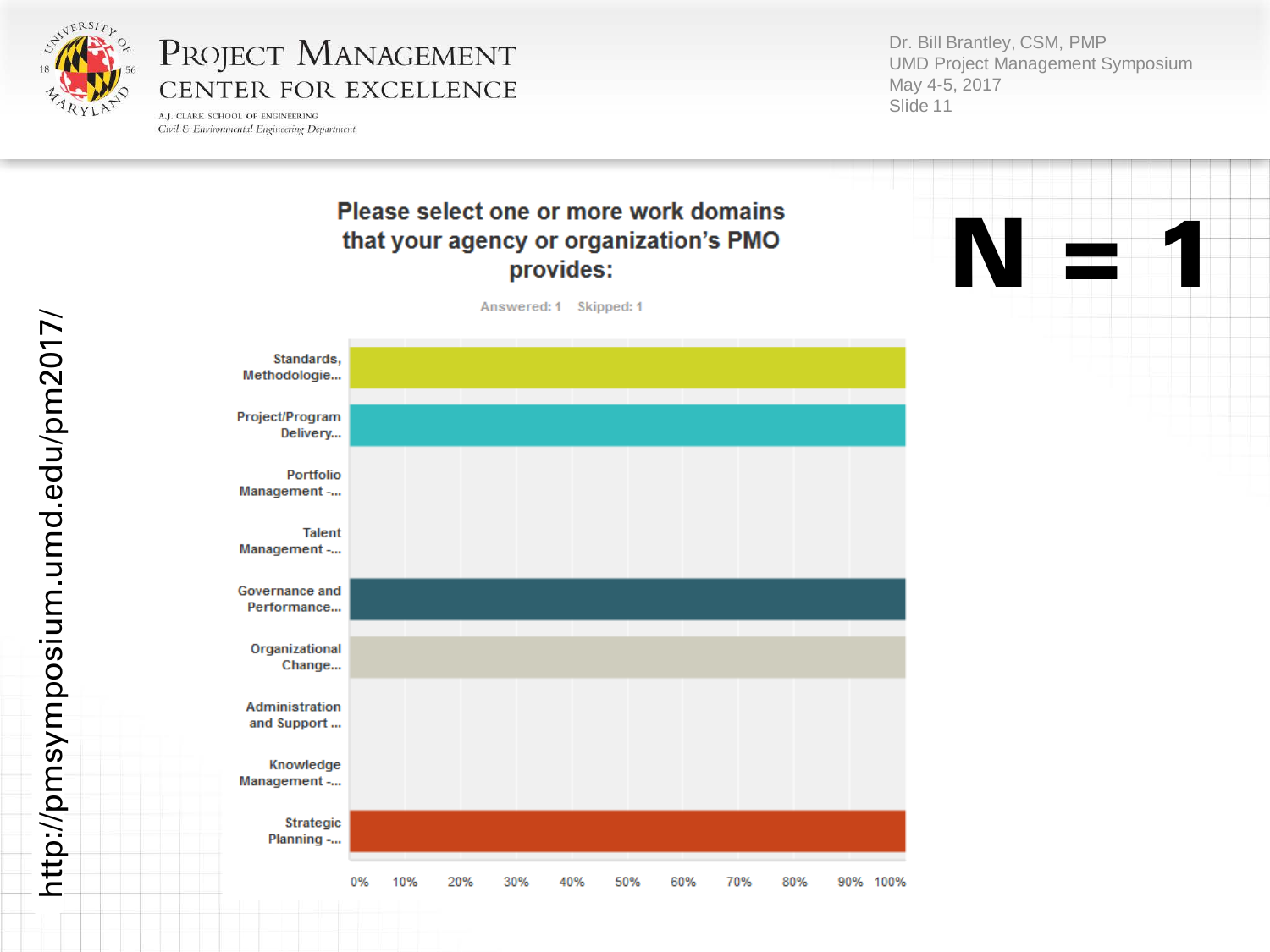## Please select one or more work domains that your agency or organization's PMO provides:

Answered: 1 Skipped: 1

# N = 1

| Work domain | Response |
| --- | --- |
| Standards, Methodologie... | 100% |
| Project/Program Delivery... | 100% |
| Portfolio Management -... | 0% |
| Talent Management -... | 0% |
| Governance and Performance... | 100% |
| Organizational Change... | 100% |
| Administration and Support ... | 0% |
| Knowledge Management -... | 0% |
| Strategic Planning -... | 100% |

http://pmsymposium.umd.edu/pm2017/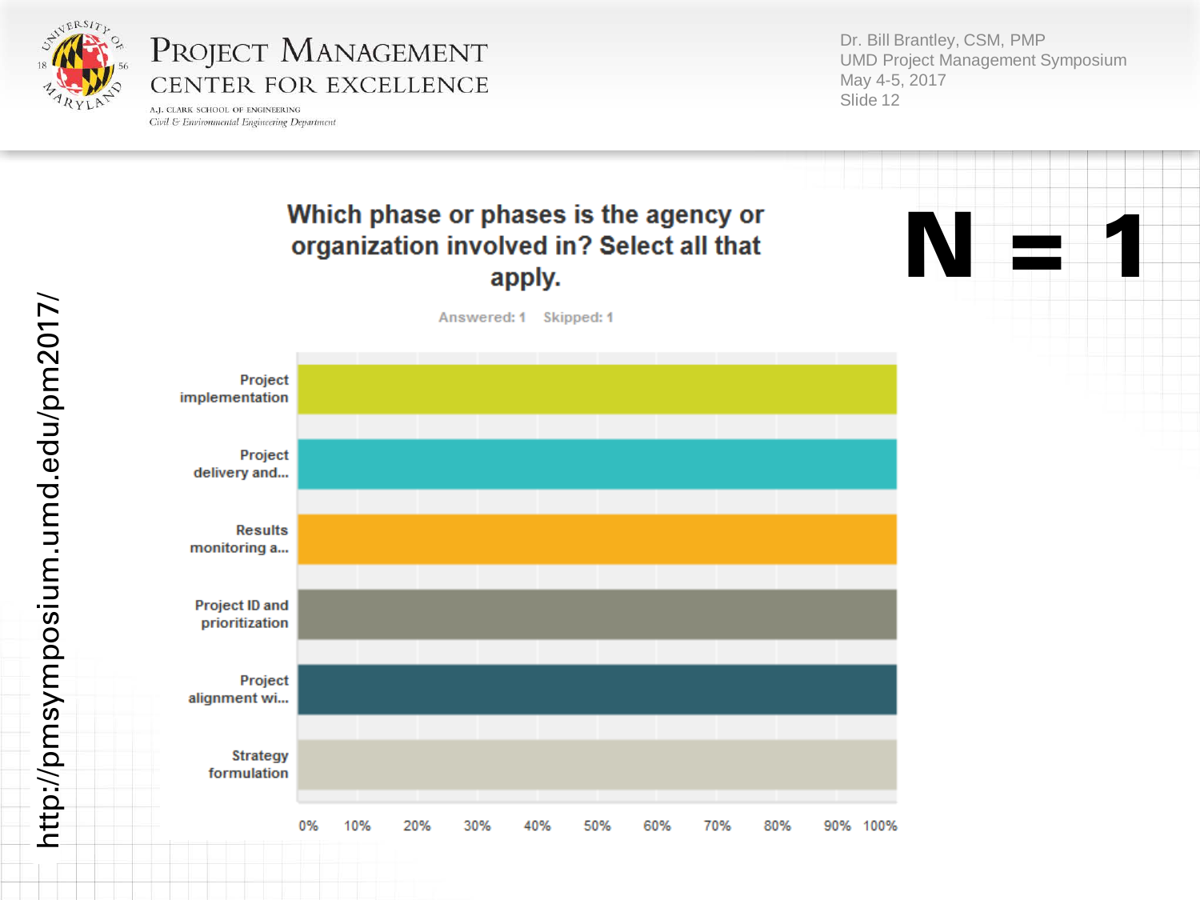# Which phase or phases is the agency or organization involved in? Select all that apply.

**N = 1**

Answered: 1    Skipped: 1

| Phase | Response |
|---|---|
| Project implementation | 100% |
| Project delivery and... | 100% |
| Results monitoring a... | 100% |
| Project ID and prioritization | 100% |
| Project alignment wi... | 100% |
| Strategy formulation | 100% |

http://pmsymposium.umd.edu/pm2017/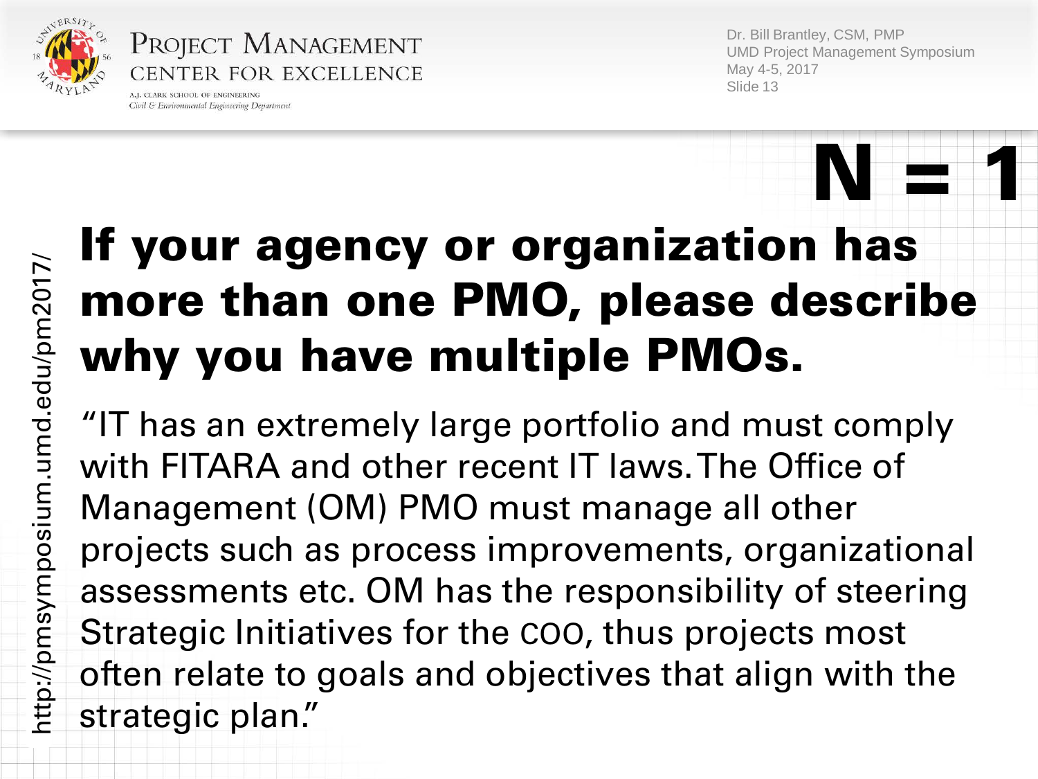# N = 1

## If your agency or organization has more than one PMO, please describe why you have multiple PMOs.

"IT has an extremely large portfolio and must comply with FITARA and other recent IT laws. The Office of Management (OM) PMO must manage all other projects such as process improvements, organizational assessments etc. OM has the responsibility of steering Strategic Initiatives for the COO, thus projects most often relate to goals and objectives that align with the strategic plan."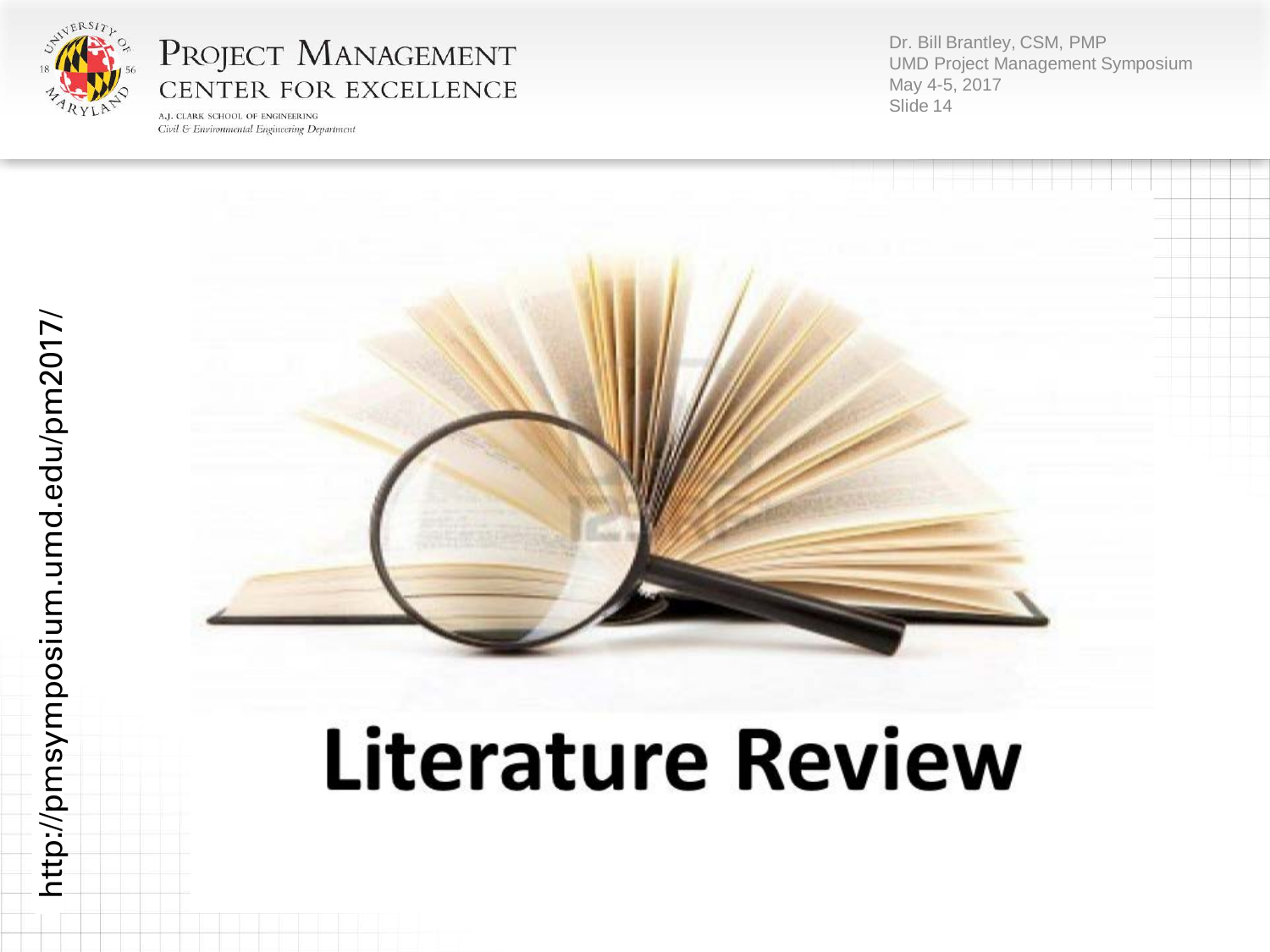# Literature Review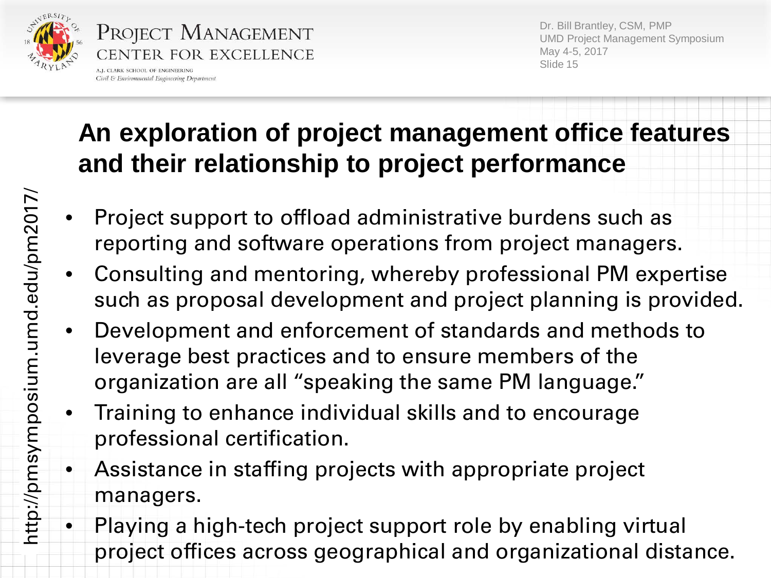## An exploration of project management office features and their relationship to project performance

- Project support to offload administrative burdens such as reporting and software operations from project managers.
- Consulting and mentoring, whereby professional PM expertise such as proposal development and project planning is provided.
- Development and enforcement of standards and methods to leverage best practices and to ensure members of the organization are all "speaking the same PM language."
- Training to enhance individual skills and to encourage professional certification.
- Assistance in staffing projects with appropriate project managers.
- Playing a high-tech project support role by enabling virtual project offices across geographical and organizational distance.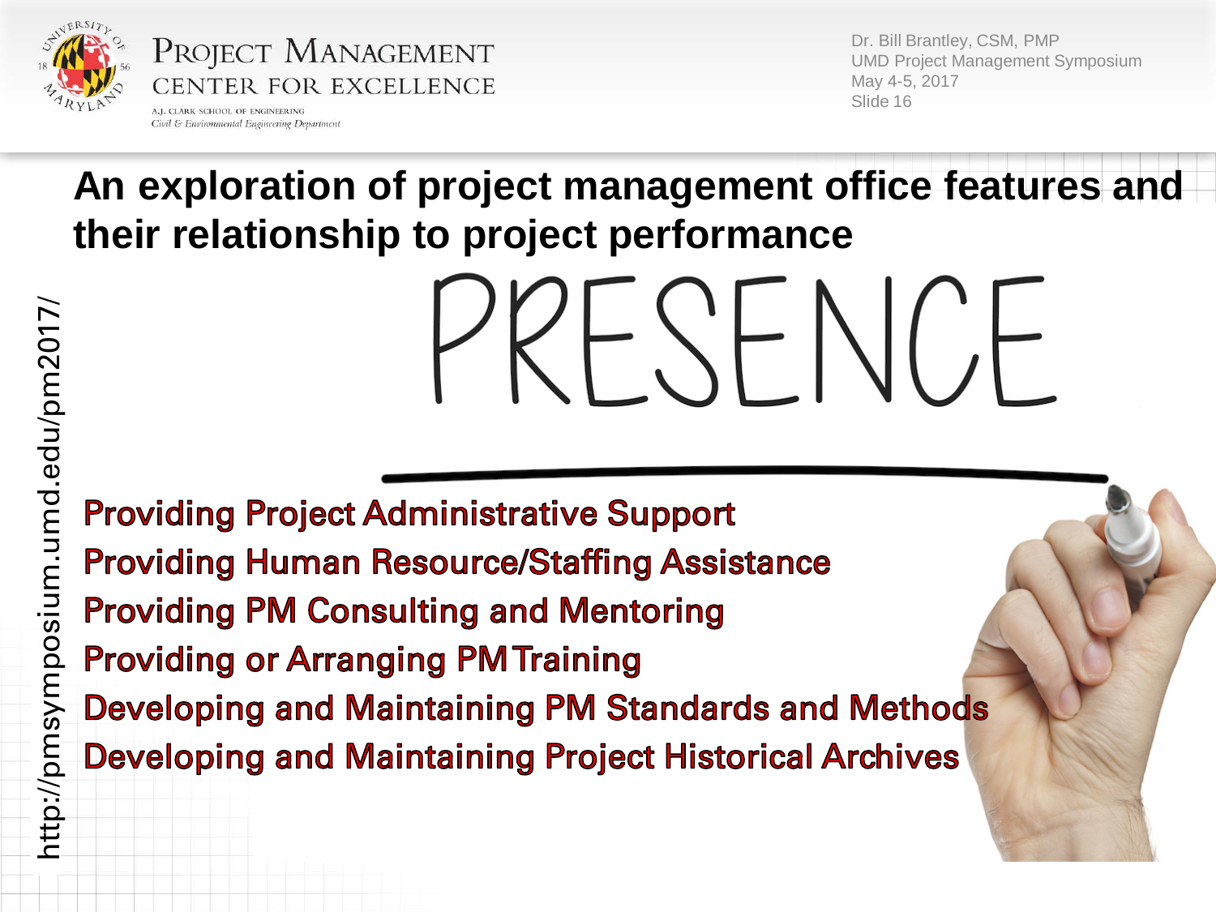## An exploration of project management office features and their relationship to project performance

# PRESENCE

- Providing Project Administrative Support
- Providing Human Resource/Staffing Assistance
- Providing PM Consulting and Mentoring
- Providing or Arranging PM Training
- Developing and Maintaining PM Standards and Methods
- Developing and Maintaining Project Historical Archives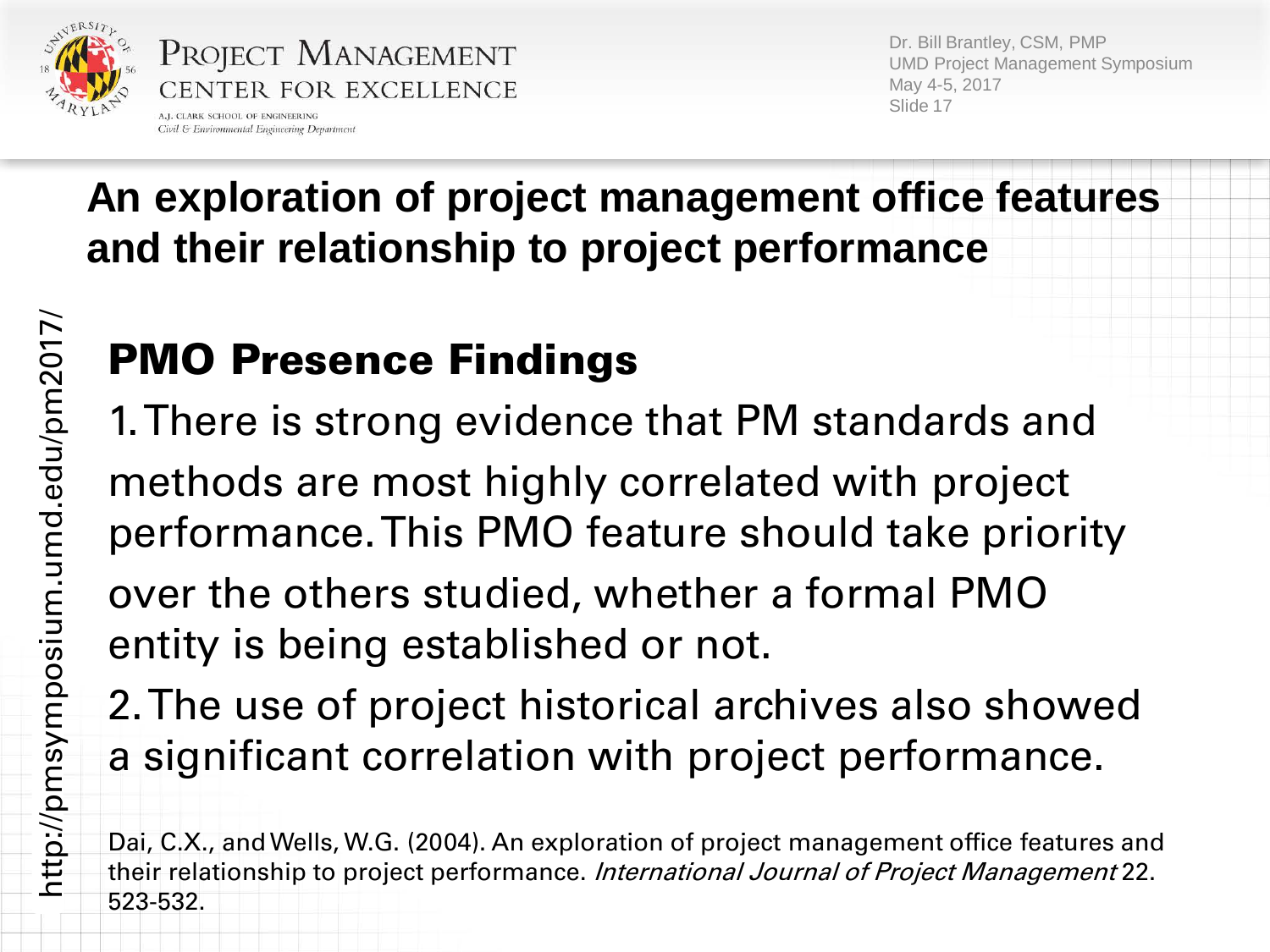# An exploration of project management office features and their relationship to project performance

## PMO Presence Findings

1. There is strong evidence that PM standards and methods are most highly correlated with project performance. This PMO feature should take priority over the others studied, whether a formal PMO entity is being established or not.
2. The use of project historical archives also showed a significant correlation with project performance.

Dai, C.X., and Wells, W.G. (2004). An exploration of project management office features and their relationship to project performance. *International Journal of Project Management* 22. 523-532.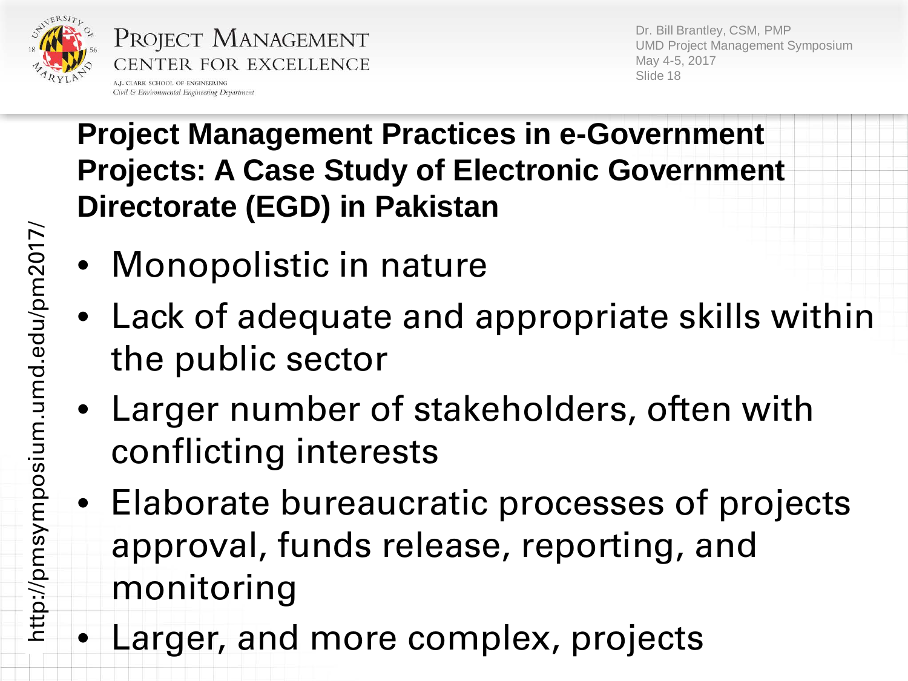## Project Management Practices in e-Government Projects: A Case Study of Electronic Government Directorate (EGD) in Pakistan

- Monopolistic in nature
- Lack of adequate and appropriate skills within the public sector
- Larger number of stakeholders, often with conflicting interests
- Elaborate bureaucratic processes of projects approval, funds release, reporting, and monitoring
- Larger, and more complex, projects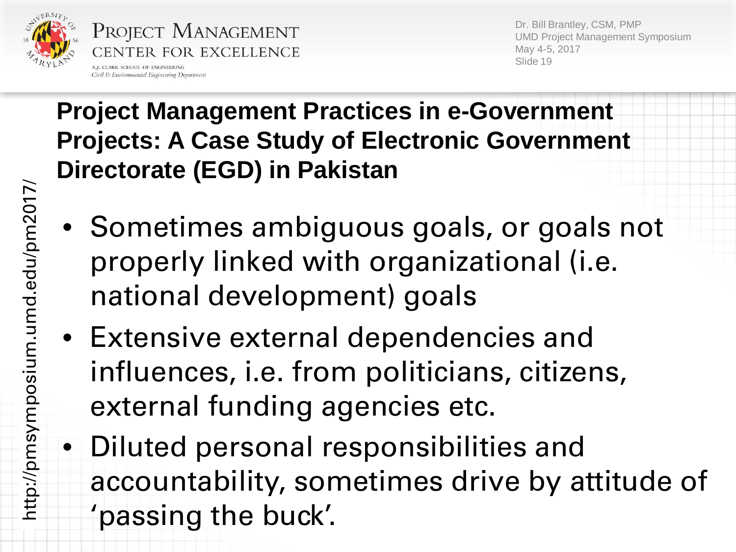## Project Management Practices in e-Government Projects: A Case Study of Electronic Government Directorate (EGD) in Pakistan

- Sometimes ambiguous goals, or goals not properly linked with organizational (i.e. national development) goals
- Extensive external dependencies and influences, i.e. from politicians, citizens, external funding agencies etc.
- Diluted personal responsibilities and accountability, sometimes drive by attitude of 'passing the buck'.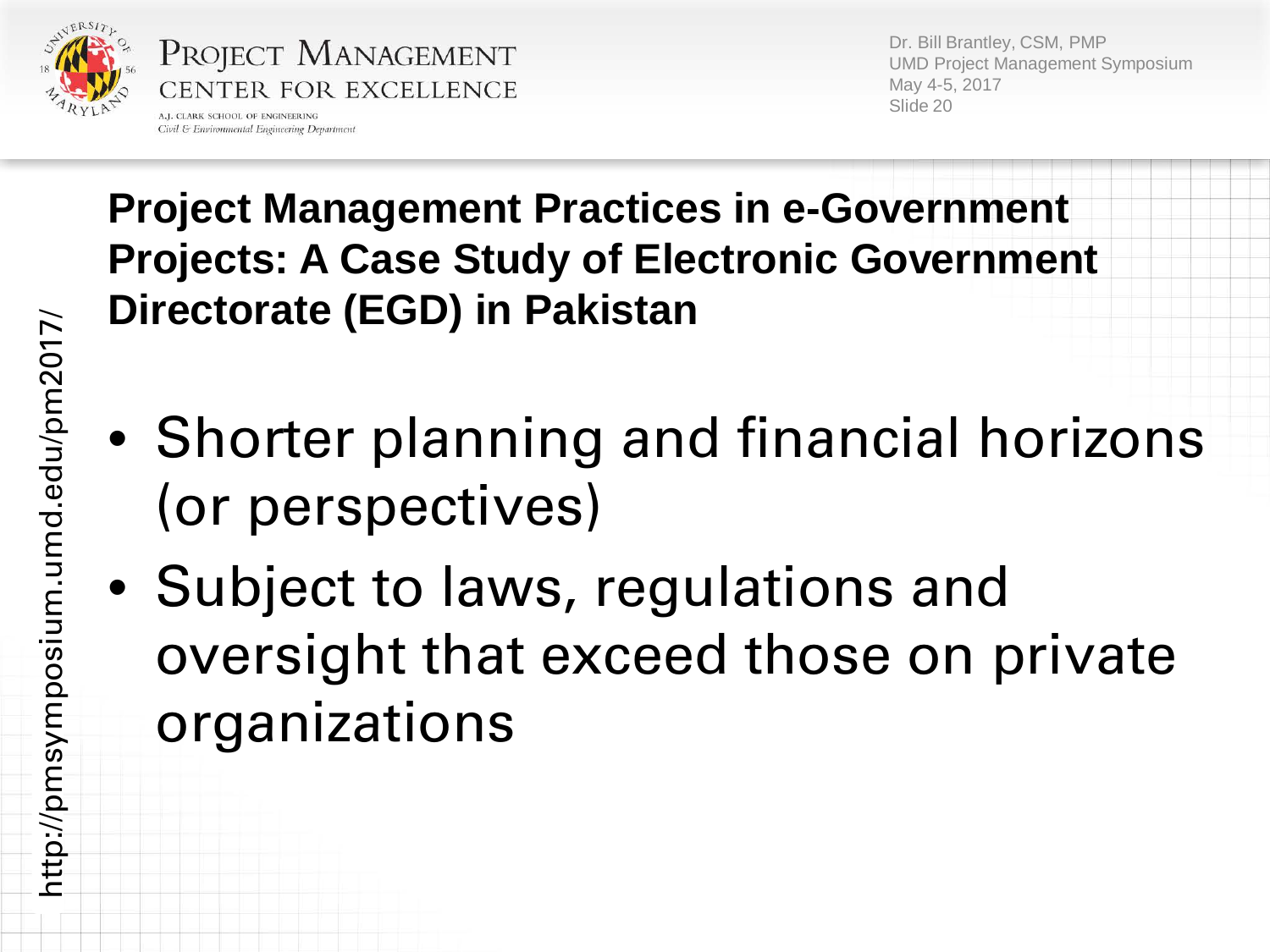## Project Management Practices in e-Government Projects: A Case Study of Electronic Government Directorate (EGD) in Pakistan

- Shorter planning and financial horizons (or perspectives)
- Subject to laws, regulations and oversight that exceed those on private organizations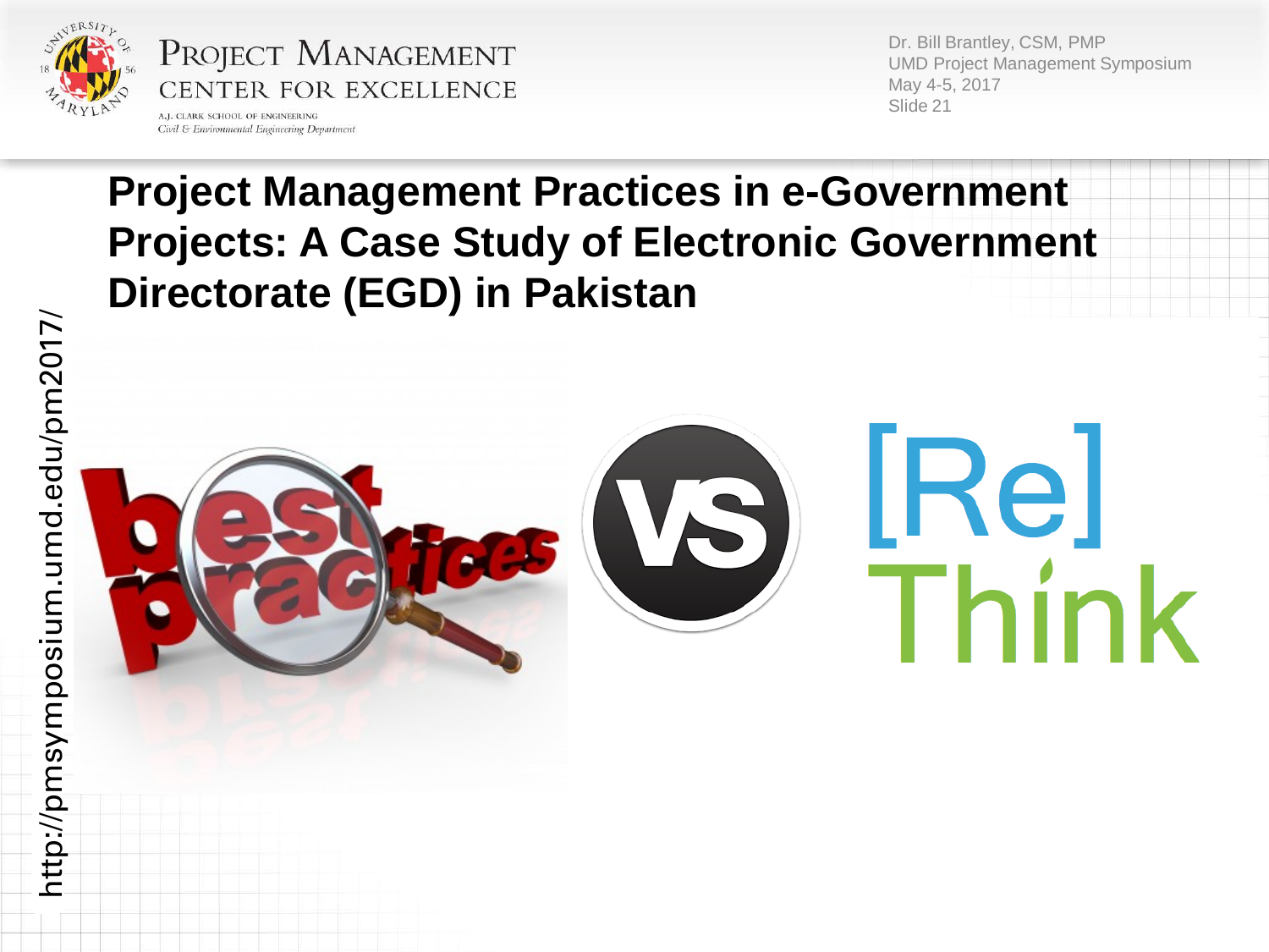# Project Management Practices in e-Government Projects: A Case Study of Electronic Government Directorate (EGD) in Pakistan

best practices VS [Re] Think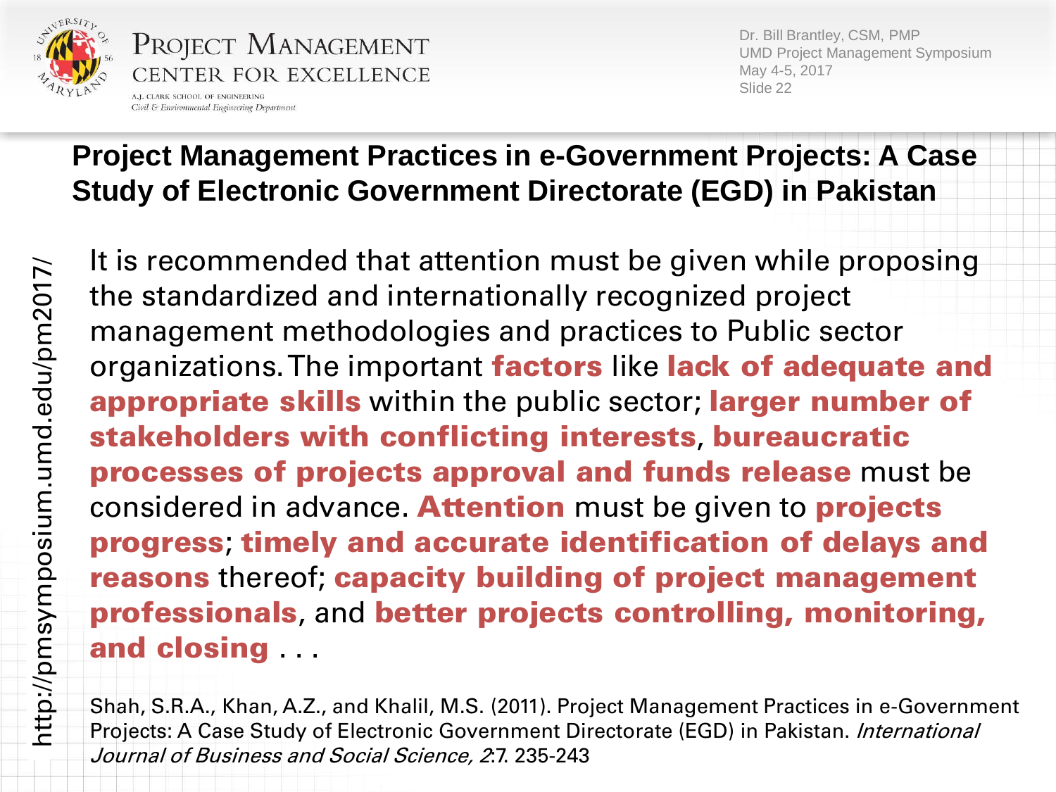## Project Management Practices in e-Government Projects: A Case Study of Electronic Government Directorate (EGD) in Pakistan

It is recommended that attention must be given while proposing the standardized and internationally recognized project management methodologies and practices to Public sector organizations. The important **factors** like **lack of adequate and appropriate skills** within the public sector; **larger number of stakeholders with conflicting interests**, **bureaucratic processes of projects approval and funds release** must be considered in advance. **Attention** must be given to **projects progress**; **timely and accurate identification of delays and reasons** thereof; **capacity building of project management professionals**, and **better projects controlling, monitoring, and closing** . . .

Shah, S.R.A., Khan, A.Z., and Khalil, M.S. (2011). Project Management Practices in e-Government Projects: A Case Study of Electronic Government Directorate (EGD) in Pakistan. *International Journal of Business and Social Science, 2*:7. 235-243

http://pmsymposium.umd.edu/pm2017/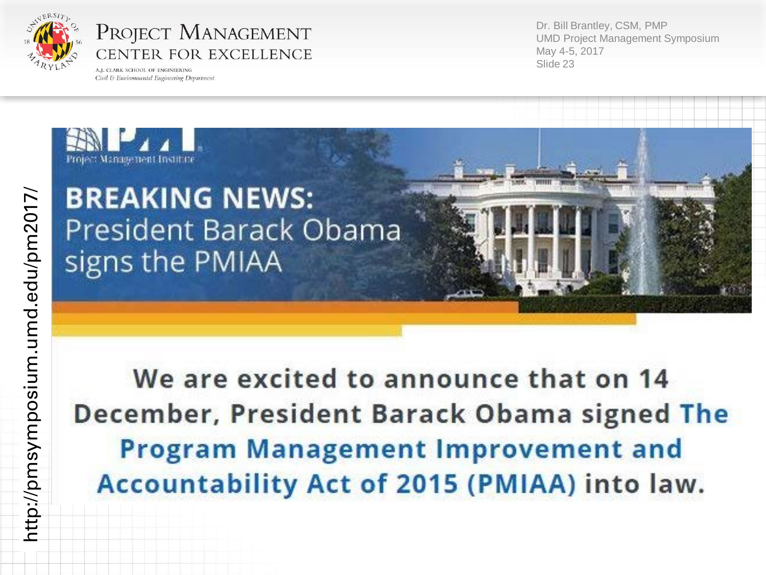Project Management Institute

# BREAKING NEWS:

## President Barack Obama signs the PMIAA

**We are excited to announce that on 14 December, President Barack Obama signed The Program Management Improvement and Accountability Act of 2015 (PMIAA) into law.**

http://pmsymposium.umd.edu/pm2017/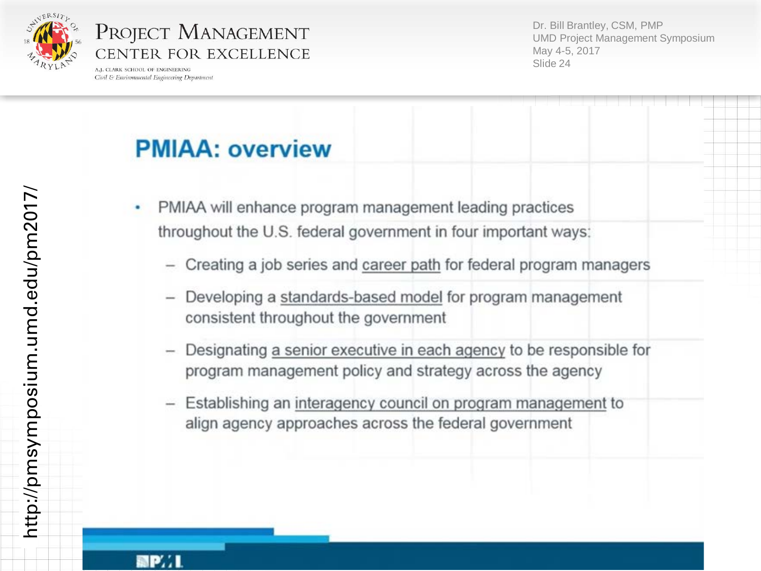## PMIAA: overview

- PMIAA will enhance program management leading practices throughout the U.S. federal government in four important ways:
  - Creating a job series and career path for federal program managers
  - Developing a standards-based model for program management consistent throughout the government
  - Designating a senior executive in each agency to be responsible for program management policy and strategy across the agency
  - Establishing an interagency council on program management to align agency approaches across the federal government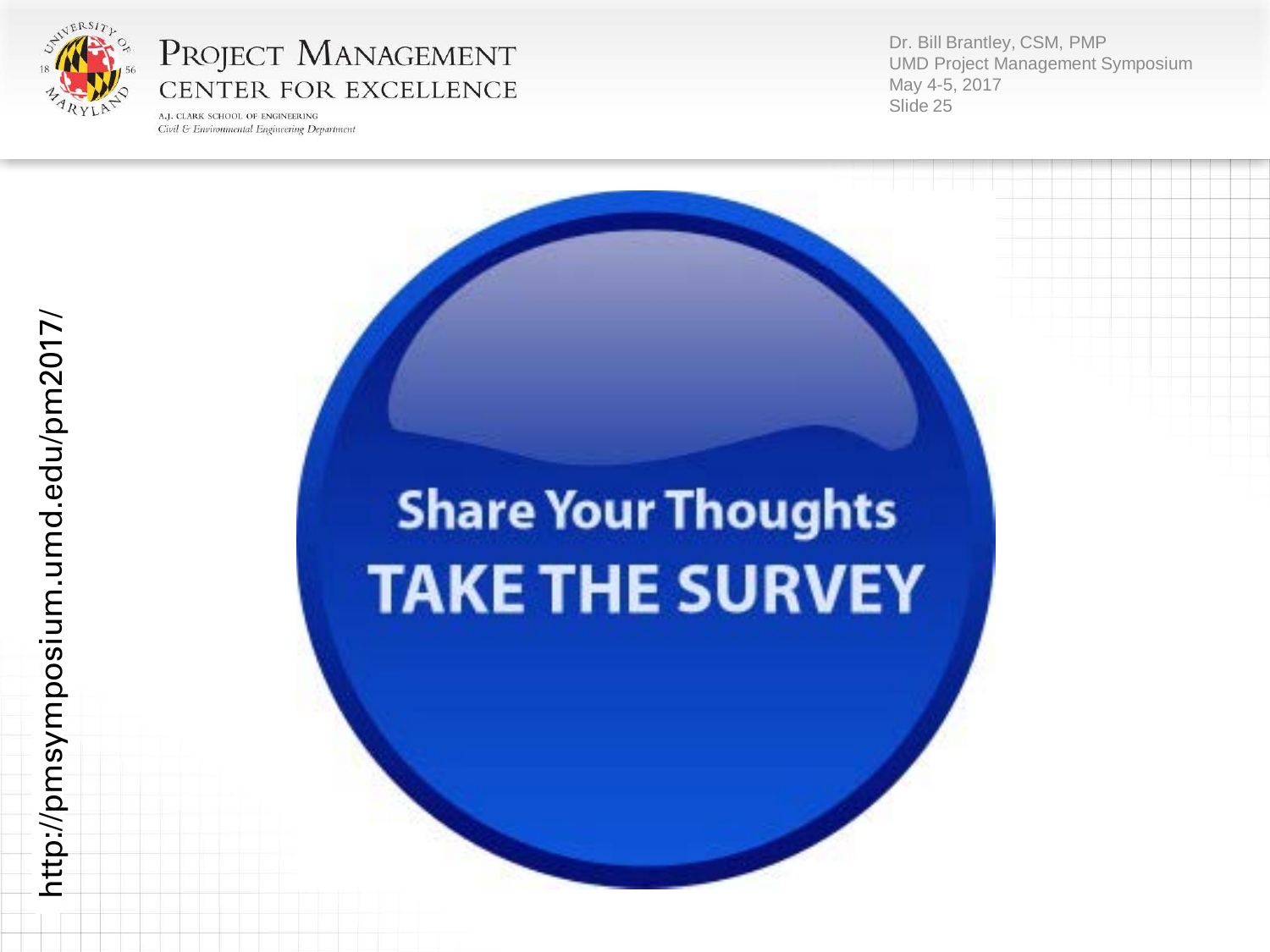# Share Your Thoughts

## TAKE THE SURVEY

http://pmsymposium.umd.edu/pm2017/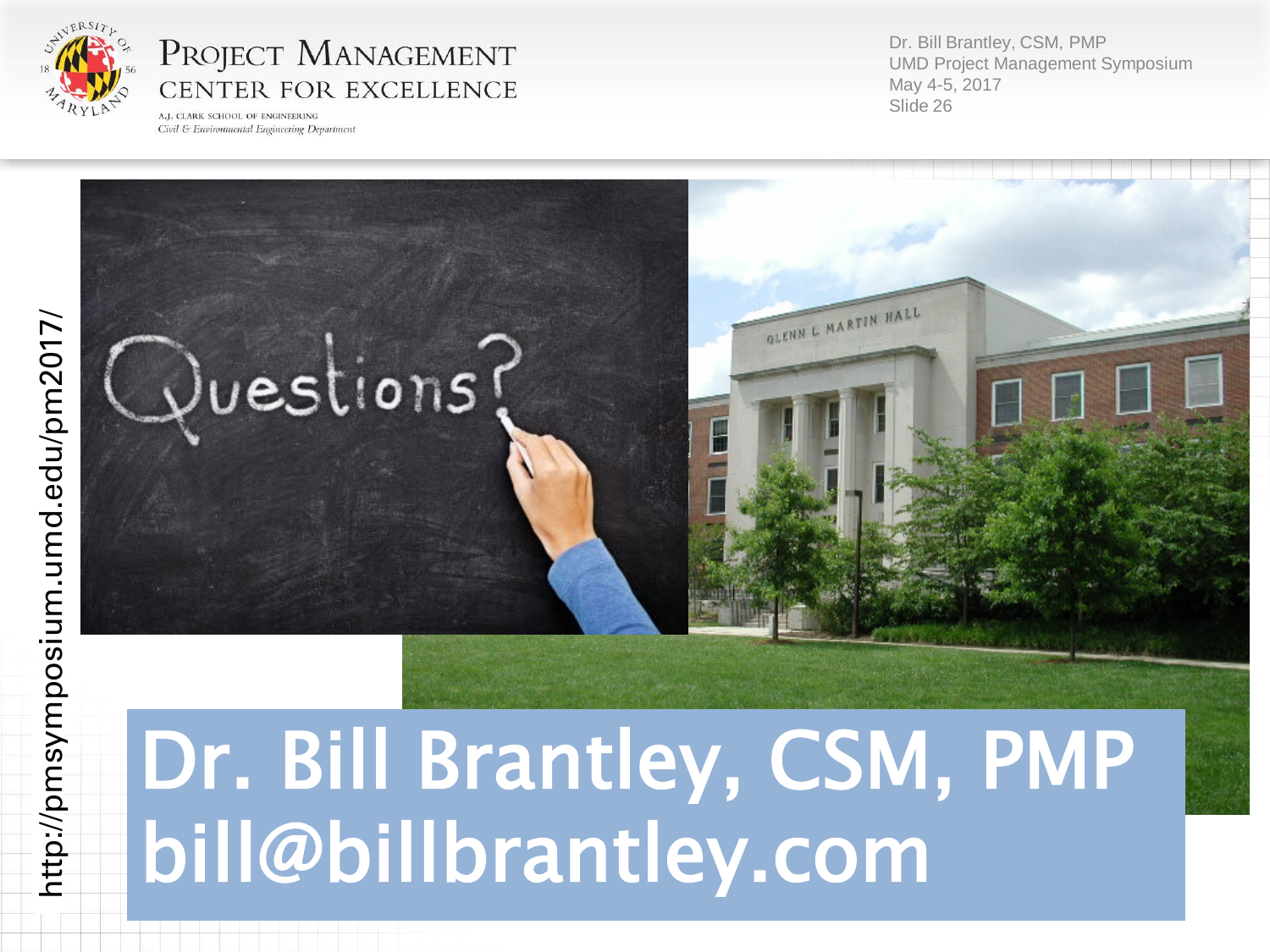Questions?

# Dr. Bill Brantley, CSM, PMP
# bill@billbrantley.com